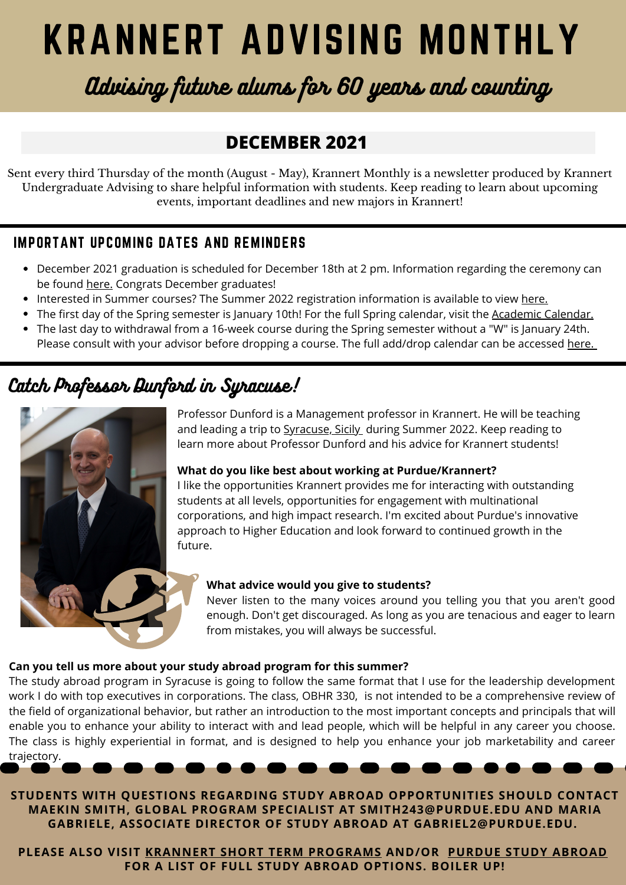# KRANNERT ADVISING MONTHLY

## *Advising future alums for 60 years and counting*

## DECEMBER 2021

Sent every third Thursday of the month (August - May), Krannert Monthly is a newsletter produced by Krannert Undergraduate Advising to share helpful information with students. Keep reading to learn about upcoming events, important deadlines and new majors in Krannert!

## IMPORTANT UPCOMING DATES AND REMINDERS

- December 2021 graduation is scheduled for December 18th at 2 pm. Information regarding the ceremony can be found here. Congrats December graduates!
- Interested in Summer courses? The Summer 2022 registration information is available to view here.
- The first day of the Spring semester is January 10th! For the full Spring calendar, visit the Academic Calendar.
- The last day to withdrawal from a 16-week course during the Spring semester without a "W" is January 24th. Please consult with your advisor before dropping a course. The full add/drop calendar can be accessed here.

## Catch Professor Dunford in Syracuse!

Professor Dunford is a Management professor in Krannert. He will be teaching and leading a trip to Syracuse, Sicily during Summer 2022. Keep reading to learn more about Professor Dunford and his advice for Krannert students!

**What do you like best about working at Purdue/Krannert?**
I like the opportunities Krannert provides me for interacting with outstanding students at all levels, opportunities for engagement with multinational corporations, and high impact research. I'm excited about Purdue's innovative approach to Higher Education and look forward to continued growth in the future.

**What advice would you give to students?**
Never listen to the many voices around you telling you that you aren't good enough. Don't get discouraged. As long as you are tenacious and eager to learn from mistakes, you will always be successful.

**Can you tell us more about your study abroad program for this summer?**
The study abroad program in Syracuse is going to follow the same format that I use for the leadership development work I do with top executives in corporations. The class, OBHR 330, is not intended to be a comprehensive review of the field of organizational behavior, but rather an introduction to the most important concepts and principals that will enable you to enhance your ability to interact with and lead people, which will be helpful in any career you choose. The class is highly experiential in format, and is designed to help you enhance your job marketability and career trajectory.

**STUDENTS WITH QUESTIONS REGARDING STUDY ABROAD OPPORTUNITIES SHOULD CONTACT MAEKIN SMITH, GLOBAL PROGRAM SPECIALIST AT SMITH243@PURDUE.EDU AND MARIA GABRIELE, ASSOCIATE DIRECTOR OF STUDY ABROAD AT GABRIEL2@PURDUE.EDU.**

**PLEASE ALSO VISIT KRANNERT SHORT TERM PROGRAMS AND/OR PURDUE STUDY ABROAD FOR A LIST OF FULL STUDY ABROAD OPTIONS. BOILER UP!**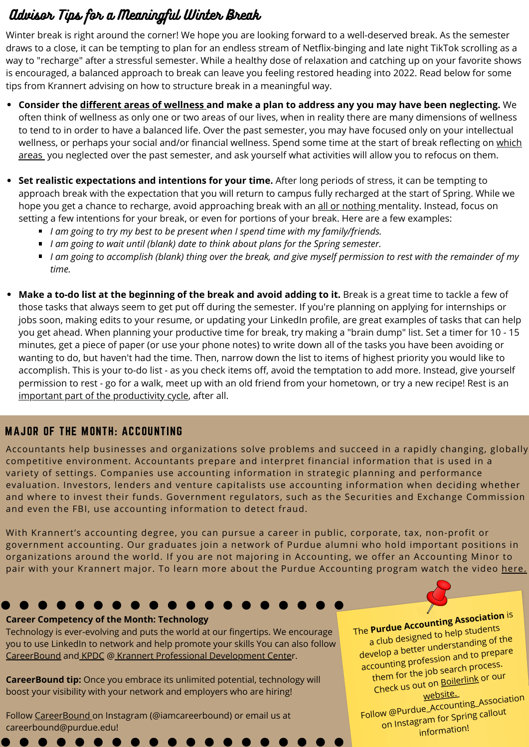# Advisor Tips for a Meaningful Winter Break

Winter break is right around the corner! We hope you are looking forward to a well-deserved break. As the semester draws to a close, it can be tempting to plan for an endless stream of Netflix-binging and late night TikTok scrolling as a way to "recharge" after a stressful semester. While a healthy dose of relaxation and catching up on your favorite shows is encouraged, a balanced approach to break can leave you feeling restored heading into 2022. Read below for some tips from Krannert advising on how to structure break in a meaningful way.

- **Consider the different areas of wellness and make a plan to address any you may have been neglecting.** We often think of wellness as only one or two areas of our lives, when in reality there are many dimensions of wellness to tend to in order to have a balanced life. Over the past semester, you may have focused only on your intellectual wellness, or perhaps your social and/or financial wellness. Spend some time at the start of break reflecting on which areas you neglected over the past semester, and ask yourself what activities will allow you to refocus on them.

- **Set realistic expectations and intentions for your time.** After long periods of stress, it can be tempting to approach break with the expectation that you will return to campus fully recharged at the start of Spring. While we hope you get a chance to recharge, avoid approaching break with an all or nothing mentality. Instead, focus on setting a few intentions for your break, or even for portions of your break. Here are a few examples:
  - *I am going to try my best to be present when I spend time with my family/friends.*
  - *I am going to wait until (blank) date to think about plans for the Spring semester.*
  - *I am going to accomplish (blank) thing over the break, and give myself permission to rest with the remainder of my time.*

- **Make a to-do list at the beginning of the break and avoid adding to it.** Break is a great time to tackle a few of those tasks that always seem to get put off during the semester. If you're planning on applying for internships or jobs soon, making edits to your resume, or updating your LinkedIn profile, are great examples of tasks that can help you get ahead. When planning your productive time for break, try making a "brain dump" list. Set a timer for 10 - 15 minutes, get a piece of paper (or use your phone notes) to write down all of the tasks you have been avoiding or wanting to do, but haven't had the time. Then, narrow down the list to items of highest priority you would like to accomplish. This is your to-do list - as you check items off, avoid the temptation to add more. Instead, give yourself permission to rest - go for a walk, meet up with an old friend from your hometown, or try a new recipe! Rest is an important part of the productivity cycle, after all.

## MAJOR OF THE MONTH: ACCOUNTING

Accountants help businesses and organizations solve problems and succeed in a rapidly changing, globally competitive environment. Accountants prepare and interpret financial information that is used in a variety of settings. Companies use accounting information in strategic planning and performance evaluation. Investors, lenders and venture capitalists use accounting information when deciding whether and where to invest their funds. Government regulators, such as the Securities and Exchange Commission and even the FBI, use accounting information to detect fraud.

With Krannert's accounting degree, you can pursue a career in public, corporate, tax, non-profit or government accounting. Our graduates join a network of Purdue alumni who hold important positions in organizations around the world. If you are not majoring in Accounting, we offer an Accounting Minor to pair with your Krannert major. To learn more about the Purdue Accounting program watch the video here.

**Career Competency of the Month: Technology**

Technology is ever-evolving and puts the world at our fingertips. We encourage you to use LinkedIn to network and help promote your skills You can also follow CareerBound and KPDC @ Krannert Professional Development Center.

**CareerBound tip:** Once you embrace its unlimited potential, technology will boost your visibility with your network and employers who are hiring!

Follow CareerBound on Instagram (@iamcareerbound) or email us at careerbound@purdue.edu!

The **Purdue Accounting Association** is a club designed to help students develop a better understanding of the accounting profession and to prepare them for the job search process. Check us out on Boilerlink or our website.

Follow @Purdue_Accounting_Association on Instagram for Spring callout information!